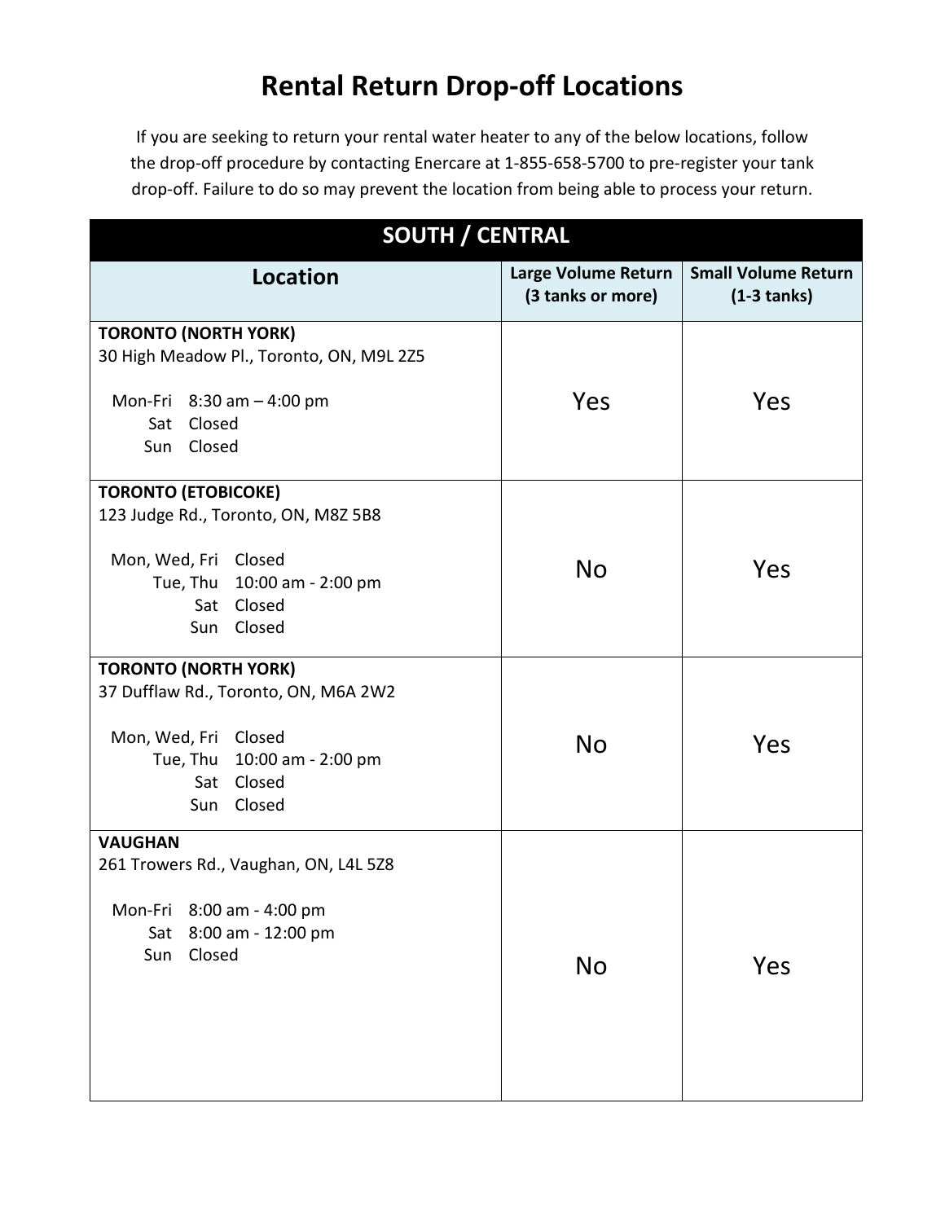# Rental Return Drop-off Locations

If you are seeking to return your rental water heater to any of the below locations, follow the drop-off procedure by contacting Enercare at 1-855-658-5700 to pre-register your tank drop-off. Failure to do so may prevent the location from being able to process your return.

| **SOUTH / CENTRAL** | | |
|---|---|---|
| **Location** | **Large Volume Return (3 tanks or more)** | **Small Volume Return (1-3 tanks)** |
| **TORONTO (NORTH YORK)**<br>30 High Meadow Pl., Toronto, ON, M9L 2Z5<br><br>Mon-Fri 8:30 am – 4:00 pm<br>Sat Closed<br>Sun Closed | Yes | Yes |
| **TORONTO (ETOBICOKE)**<br>123 Judge Rd., Toronto, ON, M8Z 5B8<br><br>Mon, Wed, Fri Closed<br>Tue, Thu 10:00 am - 2:00 pm<br>Sat Closed<br>Sun Closed | No | Yes |
| **TORONTO (NORTH YORK)**<br>37 Dufflaw Rd., Toronto, ON, M6A 2W2<br><br>Mon, Wed, Fri Closed<br>Tue, Thu 10:00 am - 2:00 pm<br>Sat Closed<br>Sun Closed | No | Yes |
| **VAUGHAN**<br>261 Trowers Rd., Vaughan, ON, L4L 5Z8<br><br>Mon-Fri 8:00 am - 4:00 pm<br>Sat 8:00 am - 12:00 pm<br>Sun Closed | No | Yes |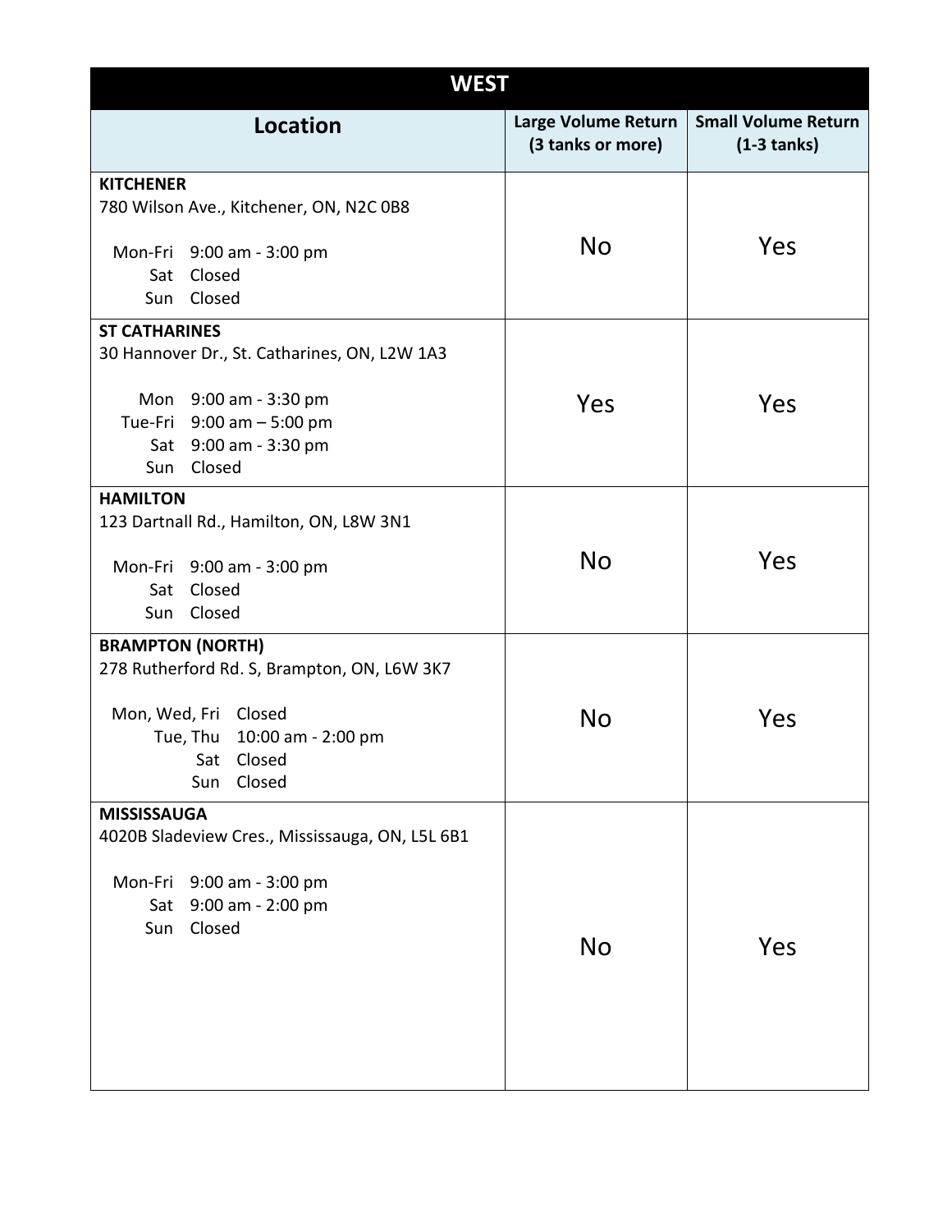| WEST | | |
|---|---|---|
| **Location** | **Large Volume Return (3 tanks or more)** | **Small Volume Return (1-3 tanks)** |
| **KITCHENER**<br>780 Wilson Ave., Kitchener, ON, N2C 0B8<br><br>Mon-Fri 9:00 am - 3:00 pm<br>Sat Closed<br>Sun Closed | No | Yes |
| **ST CATHARINES**<br>30 Hannover Dr., St. Catharines, ON, L2W 1A3<br><br>Mon 9:00 am - 3:30 pm<br>Tue-Fri 9:00 am – 5:00 pm<br>Sat 9:00 am - 3:30 pm<br>Sun Closed | Yes | Yes |
| **HAMILTON**<br>123 Dartnall Rd., Hamilton, ON, L8W 3N1<br><br>Mon-Fri 9:00 am - 3:00 pm<br>Sat Closed<br>Sun Closed | No | Yes |
| **BRAMPTON (NORTH)**<br>278 Rutherford Rd. S, Brampton, ON, L6W 3K7<br><br>Mon, Wed, Fri Closed<br>Tue, Thu 10:00 am - 2:00 pm<br>Sat Closed<br>Sun Closed | No | Yes |
| **MISSISSAUGA**<br>4020B Sladeview Cres., Mississauga, ON, L5L 6B1<br><br>Mon-Fri 9:00 am - 3:00 pm<br>Sat 9:00 am - 2:00 pm<br>Sun Closed | No | Yes |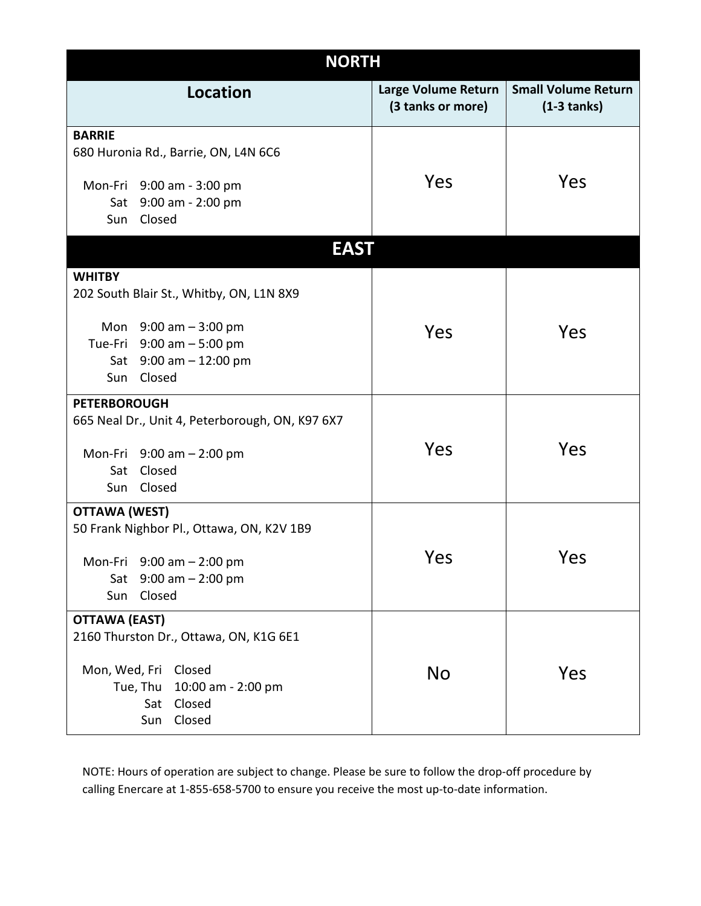| NORTH | | |
| --- | --- | --- |
| **Location** | **Large Volume Return (3 tanks or more)** | **Small Volume Return (1-3 tanks)** |
| **BARRIE**<br>680 Huronia Rd., Barrie, ON, L4N 6C6<br><br>Mon-Fri 9:00 am - 3:00 pm<br>Sat 9:00 am - 2:00 pm<br>Sun Closed | Yes | Yes |
| **EAST** | | |
| **WHITBY**<br>202 South Blair St., Whitby, ON, L1N 8X9<br><br>Mon 9:00 am – 3:00 pm<br>Tue-Fri 9:00 am – 5:00 pm<br>Sat 9:00 am – 12:00 pm<br>Sun Closed | Yes | Yes |
| **PETERBOROUGH**<br>665 Neal Dr., Unit 4, Peterborough, ON, K97 6X7<br><br>Mon-Fri 9:00 am – 2:00 pm<br>Sat Closed<br>Sun Closed | Yes | Yes |
| **OTTAWA (WEST)**<br>50 Frank Nighbor Pl., Ottawa, ON, K2V 1B9<br><br>Mon-Fri 9:00 am – 2:00 pm<br>Sat 9:00 am – 2:00 pm<br>Sun Closed | Yes | Yes |
| **OTTAWA (EAST)**<br>2160 Thurston Dr., Ottawa, ON, K1G 6E1<br><br>Mon, Wed, Fri Closed<br>Tue, Thu 10:00 am - 2:00 pm<br>Sat Closed<br>Sun Closed | No | Yes |

NOTE: Hours of operation are subject to change. Please be sure to follow the drop-off procedure by calling Enercare at 1-855-658-5700 to ensure you receive the most up-to-date information.